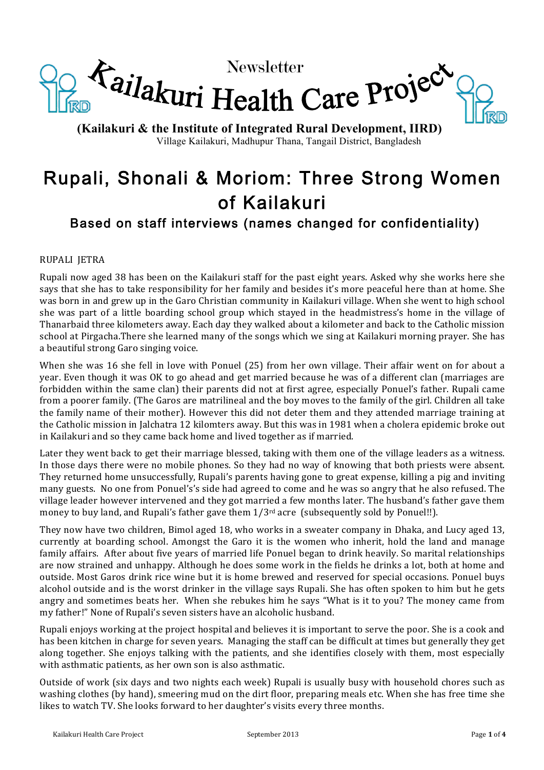Newsletter

# Kailakuri Health Care Project

**(Kailakuri & the Institute of Integrated Rural Development, IIRD)**

Village Kailakuri, Madhupur Thana, Tangail District, Bangladesh

# Rupali, Shonali & Moriom: Three Strong Women of Kailakuri

## Based on staff interviews (names changed for confidentiality)

RUPALI JETRA

Rupali now aged 38 has been on the Kailakuri staff for the past eight years. Asked why she works here she says that she has to take responsibility for her family and besides it's more peaceful here than at home. She was born in and grew up in the Garo Christian community in Kailakuri village. When she went to high school she was part of a little boarding school group which stayed in the headmistress's home in the village of Thanarbaid three kilometers away. Each day they walked about a kilometer and back to the Catholic mission school at Pirgacha.There she learned many of the songs which we sing at Kailakuri morning prayer. She has a beautiful strong Garo singing voice.

When she was 16 she fell in love with Ponuel (25) from her own village. Their affair went on for about a year. Even though it was OK to go ahead and get married because he was of a different clan (marriages are forbidden within the same clan) their parents did not at first agree, especially Ponuel's father. Rupali came from a poorer family. (The Garos are matrilineal and the boy moves to the family of the girl. Children all take the family name of their mother). However this did not deter them and they attended marriage training at the Catholic mission in Jalchatra 12 kilomters away. But this was in 1981 when a cholera epidemic broke out in Kailakuri and so they came back home and lived together as if married.

Later they went back to get their marriage blessed, taking with them one of the village leaders as a witness. In those days there were no mobile phones. So they had no way of knowing that both priests were absent. They returned home unsuccessfully, Rupali's parents having gone to great expense, killing a pig and inviting many guests. No one from Ponuel's's side had agreed to come and he was so angry that he also refused. The village leader however intervened and they got married a few months later. The husband's father gave them money to buy land, and Rupali's father gave them 1/3rd acre (subsequently sold by Ponuel!!).

They now have two children, Bimol aged 18, who works in a sweater company in Dhaka, and Lucy aged 13, currently at boarding school. Amongst the Garo it is the women who inherit, hold the land and manage family affairs. After about five years of married life Ponuel began to drink heavily. So marital relationships are now strained and unhappy. Although he does some work in the fields he drinks a lot, both at home and outside. Most Garos drink rice wine but it is home brewed and reserved for special occasions. Ponuel buys alcohol outside and is the worst drinker in the village says Rupali. She has often spoken to him but he gets angry and sometimes beats her. When she rebukes him he says "What is it to you? The money came from my father!" None of Rupali's seven sisters have an alcoholic husband.

Rupali enjoys working at the project hospital and believes it is important to serve the poor. She is a cook and has been kitchen in charge for seven years. Managing the staff can be difficult at times but generally they get along together. She enjoys talking with the patients, and she identifies closely with them, most especially with asthmatic patients, as her own son is also asthmatic.

Outside of work (six days and two nights each week) Rupali is usually busy with household chores such as washing clothes (by hand), smeering mud on the dirt floor, preparing meals etc. When she has free time she likes to watch TV. She looks forward to her daughter's visits every three months.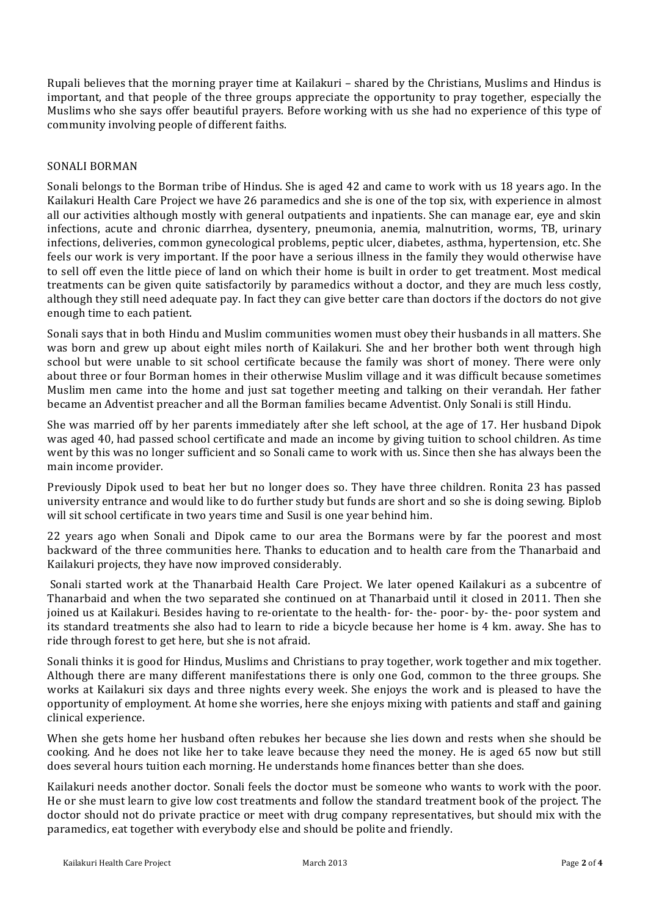Rupali believes that the morning prayer time at Kailakuri – shared by the Christians, Muslims and Hindus is important, and that people of the three groups appreciate the opportunity to pray together, especially the Muslims who she says offer beautiful prayers. Before working with us she had no experience of this type of community involving people of different faiths.

## SONALI BORMAN

Sonali belongs to the Borman tribe of Hindus. She is aged 42 and came to work with us 18 years ago. In the Kailakuri Health Care Project we have 26 paramedics and she is one of the top six, with experience in almost all our activities although mostly with general outpatients and inpatients. She can manage ear, eye and skin infections, acute and chronic diarrhea, dysentery, pneumonia, anemia, malnutrition, worms, TB, urinary infections, deliveries, common gynecological problems, peptic ulcer, diabetes, asthma, hypertension, etc. She feels our work is very important. If the poor have a serious illness in the family they would otherwise have to sell off even the little piece of land on which their home is built in order to get treatment. Most medical treatments can be given quite satisfactorily by paramedics without a doctor, and they are much less costly, although they still need adequate pay. In fact they can give better care than doctors if the doctors do not give enough time to each patient.

Sonali says that in both Hindu and Muslim communities women must obey their husbands in all matters. She was born and grew up about eight miles north of Kailakuri. She and her brother both went through high school but were unable to sit school certificate because the family was short of money. There were only about three or four Borman homes in their otherwise Muslim village and it was difficult because sometimes Muslim men came into the home and just sat together meeting and talking on their verandah. Her father became an Adventist preacher and all the Borman families became Adventist. Only Sonali is still Hindu.

She was married off by her parents immediately after she left school, at the age of 17. Her husband Dipok was aged 40, had passed school certificate and made an income by giving tuition to school children. As time went by this was no longer sufficient and so Sonali came to work with us. Since then she has always been the main income provider.

Previously Dipok used to beat her but no longer does so. They have three children. Ronita 23 has passed university entrance and would like to do further study but funds are short and so she is doing sewing. Biplob will sit school certificate in two years time and Susil is one year behind him.

22 years ago when Sonali and Dipok came to our area the Bormans were by far the poorest and most backward of the three communities here. Thanks to education and to health care from the Thanarbaid and Kailakuri projects, they have now improved considerably.

Sonali started work at the Thanarbaid Health Care Project. We later opened Kailakuri as a subcentre of Thanarbaid and when the two separated she continued on at Thanarbaid until it closed in 2011. Then she joined us at Kailakuri. Besides having to re-orientate to the health- for- the- poor- by- the- poor system and its standard treatments she also had to learn to ride a bicycle because her home is 4 km. away. She has to ride through forest to get here, but she is not afraid.

Sonali thinks it is good for Hindus, Muslims and Christians to pray together, work together and mix together. Although there are many different manifestations there is only one God, common to the three groups. She works at Kailakuri six days and three nights every week. She enjoys the work and is pleased to have the opportunity of employment. At home she worries, here she enjoys mixing with patients and staff and gaining clinical experience.

When she gets home her husband often rebukes her because she lies down and rests when she should be cooking. And he does not like her to take leave because they need the money. He is aged 65 now but still does several hours tuition each morning. He understands home finances better than she does.

Kailakuri needs another doctor. Sonali feels the doctor must be someone who wants to work with the poor. He or she must learn to give low cost treatments and follow the standard treatment book of the project. The doctor should not do private practice or meet with drug company representatives, but should mix with the paramedics, eat together with everybody else and should be polite and friendly.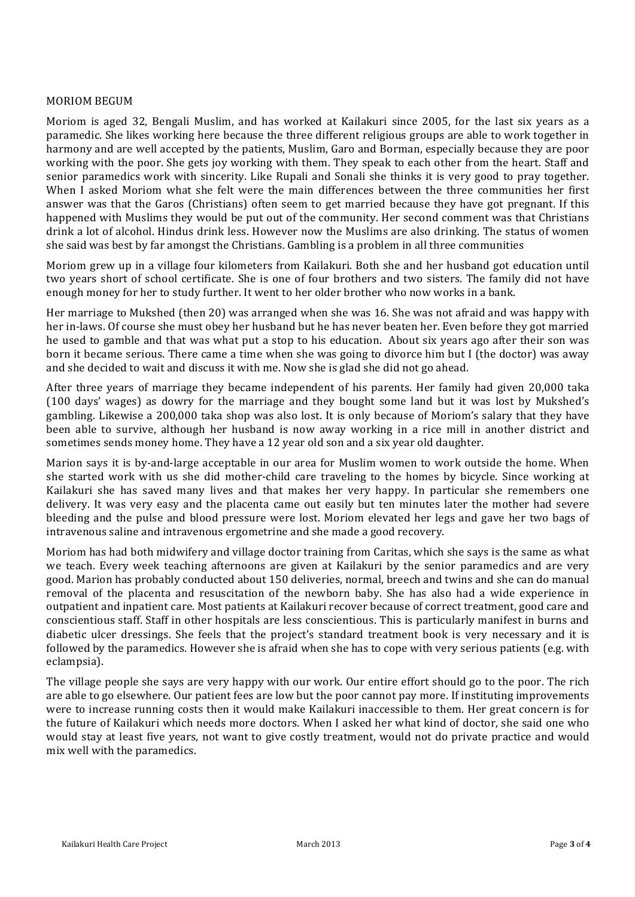MORIOM BEGUM

Moriom is aged 32, Bengali Muslim, and has worked at Kailakuri since 2005, for the last six years as a paramedic. She likes working here because the three different religious groups are able to work together in harmony and are well accepted by the patients, Muslim, Garo and Borman, especially because they are poor working with the poor. She gets joy working with them. They speak to each other from the heart. Staff and senior paramedics work with sincerity. Like Rupali and Sonali she thinks it is very good to pray together. When I asked Moriom what she felt were the main differences between the three communities her first answer was that the Garos (Christians) often seem to get married because they have got pregnant. If this happened with Muslims they would be put out of the community. Her second comment was that Christians drink a lot of alcohol. Hindus drink less. However now the Muslims are also drinking. The status of women she said was best by far amongst the Christians. Gambling is a problem in all three communities

Moriom grew up in a village four kilometers from Kailakuri. Both she and her husband got education until two years short of school certificate. She is one of four brothers and two sisters. The family did not have enough money for her to study further. It went to her older brother who now works in a bank.

Her marriage to Mukshed (then 20) was arranged when she was 16. She was not afraid and was happy with her in-laws. Of course she must obey her husband but he has never beaten her. Even before they got married he used to gamble and that was what put a stop to his education. About six years ago after their son was born it became serious. There came a time when she was going to divorce him but I (the doctor) was away and she decided to wait and discuss it with me. Now she is glad she did not go ahead.

After three years of marriage they became independent of his parents. Her family had given 20,000 taka (100 days' wages) as dowry for the marriage and they bought some land but it was lost by Mukshed's gambling. Likewise a 200,000 taka shop was also lost. It is only because of Moriom's salary that they have been able to survive, although her husband is now away working in a rice mill in another district and sometimes sends money home. They have a 12 year old son and a six year old daughter.

Marion says it is by-and-large acceptable in our area for Muslim women to work outside the home. When she started work with us she did mother-child care traveling to the homes by bicycle. Since working at Kailakuri she has saved many lives and that makes her very happy. In particular she remembers one delivery. It was very easy and the placenta came out easily but ten minutes later the mother had severe bleeding and the pulse and blood pressure were lost. Moriom elevated her legs and gave her two bags of intravenous saline and intravenous ergometrine and she made a good recovery.

Moriom has had both midwifery and village doctor training from Caritas, which she says is the same as what we teach. Every week teaching afternoons are given at Kailakuri by the senior paramedics and are very good. Marion has probably conducted about 150 deliveries, normal, breech and twins and she can do manual removal of the placenta and resuscitation of the newborn baby. She has also had a wide experience in outpatient and inpatient care. Most patients at Kailakuri recover because of correct treatment, good care and conscientious staff. Staff in other hospitals are less conscientious. This is particularly manifest in burns and diabetic ulcer dressings. She feels that the project's standard treatment book is very necessary and it is followed by the paramedics. However she is afraid when she has to cope with very serious patients (e.g. with eclampsia).

The village people she says are very happy with our work. Our entire effort should go to the poor. The rich are able to go elsewhere. Our patient fees are low but the poor cannot pay more. If instituting improvements were to increase running costs then it would make Kailakuri inaccessible to them. Her great concern is for the future of Kailakuri which needs more doctors. When I asked her what kind of doctor, she said one who would stay at least five years, not want to give costly treatment, would not do private practice and would mix well with the paramedics.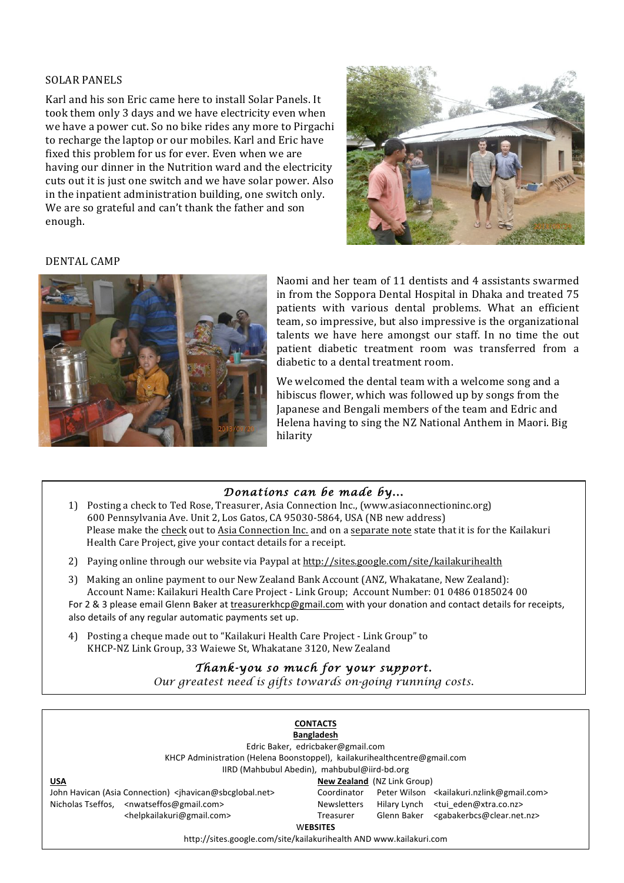## SOLAR PANELS

Karl and his son Eric came here to install Solar Panels. It took them only 3 days and we have electricity even when we have a power cut. So no bike rides any more to Pirgachi to recharge the laptop or our mobiles. Karl and Eric have fixed this problem for us for ever. Even when we are having our dinner in the Nutrition ward and the electricity cuts out it is just one switch and we have solar power. Also in the inpatient administration building, one switch only. We are so grateful and can't thank the father and son enough.

## DENTAL CAMP

Naomi and her team of 11 dentists and 4 assistants swarmed in from the Soppora Dental Hospital in Dhaka and treated 75 patients with various dental problems. What an efficient team, so impressive, but also impressive is the organizational talents we have here amongst our staff. In no time the out patient diabetic treatment room was transferred from a diabetic to a dental treatment room.

We welcomed the dental team with a welcome song and a hibiscus flower, which was followed up by songs from the Japanese and Bengali members of the team and Edric and Helena having to sing the NZ National Anthem in Maori. Big hilarity

---

### *Donations can be made by...*

1) Posting a check to Ted Rose, Treasurer, Asia Connection Inc., (www.asiaconnectioninc.org) 600 Pennsylvania Ave. Unit 2, Los Gatos, CA 95030-5864, USA (NB new address) Please make the check out to Asia Connection Inc. and on a separate note state that it is for the Kailakuri Health Care Project, give your contact details for a receipt.
2) Paying online through our website via Paypal at http://sites.google.com/site/kailakurihealth
3) Making an online payment to our New Zealand Bank Account (ANZ, Whakatane, New Zealand): Account Name: Kailakuri Health Care Project - Link Group; Account Number: 01 0486 0185024 00

For 2 & 3 please email Glenn Baker at treasurerkhcp@gmail.com with your donation and contact details for receipts, also details of any regular automatic payments set up.

4) Posting a cheque made out to "Kailakuri Health Care Project - Link Group" to KHCP-NZ Link Group, 33 Waiewe St, Whakatane 3120, New Zealand

*Thank-you so much for your support.*

*Our greatest need is gifts towards on-going running costs.*

---

**CONTACTS**

**Bangladesh**

Edric Baker, edricbaker@gmail.com

KHCP Administration (Helena Boonstoppel), kailakurihealthcentre@gmail.com

IIRD (Mahbubul Abedin), mahbubul@iird-bd.org

**USA**

John Havican (Asia Connection) <jhavican@sbcglobal.net>

Nicholas Tseffos, <nwatseffos@gmail.com> <helpkailakuri@gmail.com>

**New Zealand** (NZ Link Group)

Coordinator Peter Wilson <kailakuri.nzlink@gmail.com>

Newsletters Hilary Lynch <tui_eden@xtra.co.nz>

Treasurer Glenn Baker <gabakerbcs@clear.net.nz>

**WEBSITES**

http://sites.google.com/site/kailakurihealth AND www.kailakuri.com